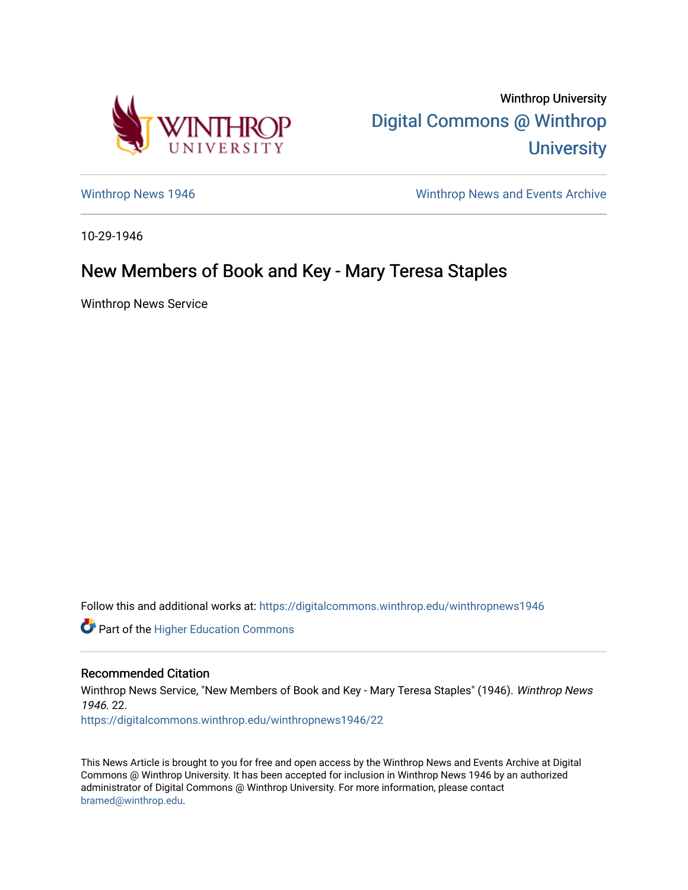Winthrop University

Digital Commons @ Winthrop University

Winthrop News 1946

Winthrop News and Events Archive

10-29-1946

# New Members of Book and Key - Mary Teresa Staples

Winthrop News Service

Follow this and additional works at: https://digitalcommons.winthrop.edu/winthropnews1946

Part of the Higher Education Commons

## Recommended Citation

Winthrop News Service, "New Members of Book and Key - Mary Teresa Staples" (1946). *Winthrop News 1946*. 22.
https://digitalcommons.winthrop.edu/winthropnews1946/22

This News Article is brought to you for free and open access by the Winthrop News and Events Archive at Digital Commons @ Winthrop University. It has been accepted for inclusion in Winthrop News 1946 by an authorized administrator of Digital Commons @ Winthrop University. For more information, please contact bramed@winthrop.edu.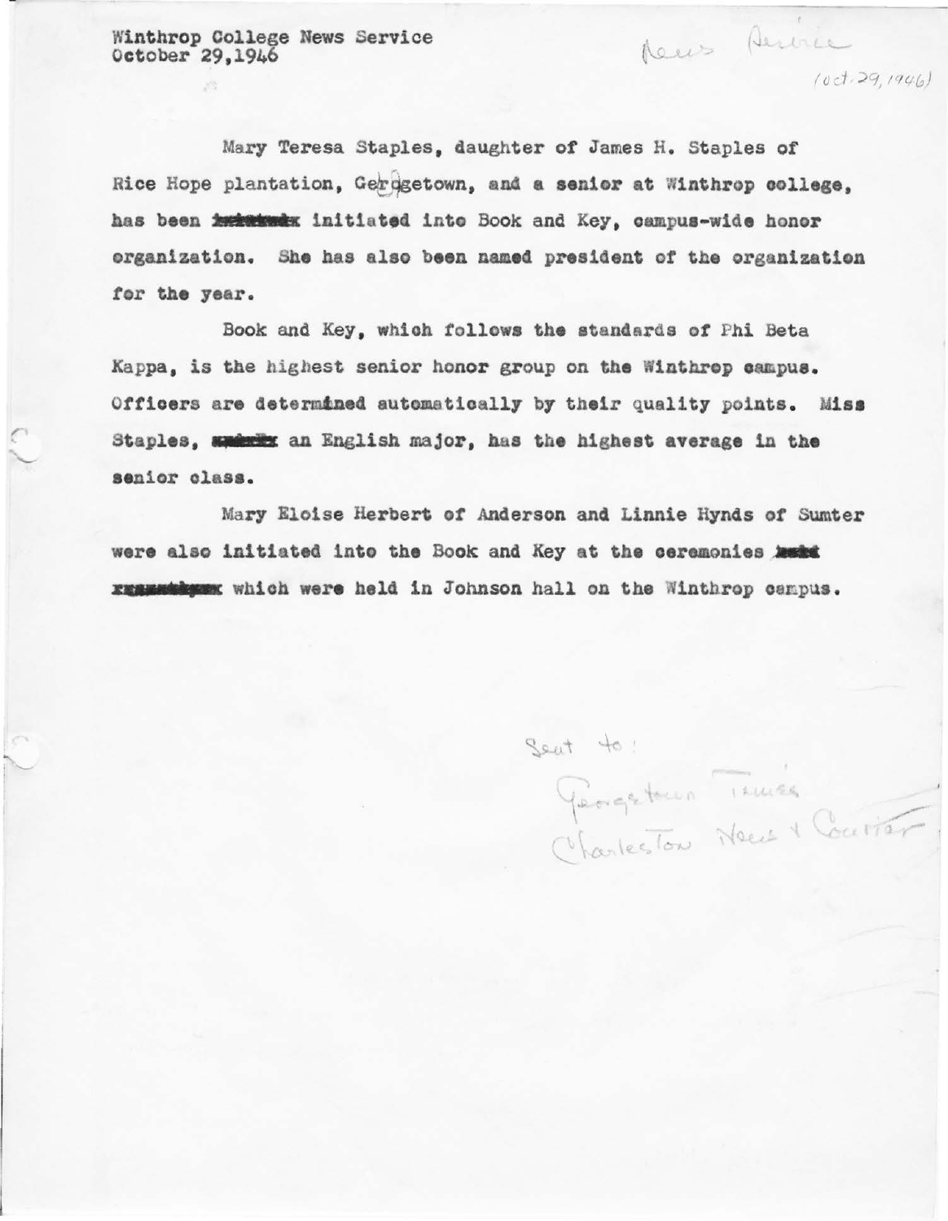Winthrop College News Service
October 29,1946

News Service
(Oct. 29, 1946)

Mary Teresa Staples, daughter of James H. Staples of Rice Hope plantation, Georgetown, and a senior at Winthrop college, has been initiated into Book and Key, campus-wide honor organization. She has also been named president of the organization for the year.

Book and Key, which follows the standards of Phi Beta Kappa, is the highest senior honor group on the Winthrop campus. Officers are determined automatically by their quality points. Miss Staples, an English major, has the highest average in the senior class.

Mary Eloise Herbert of Anderson and Linnie Hynds of Sumter were also initiated into the Book and Key at the ceremonies which were held in Johnson hall on the Winthrop campus.

Sent to:
Georgetown Times
Charleston News & Courier